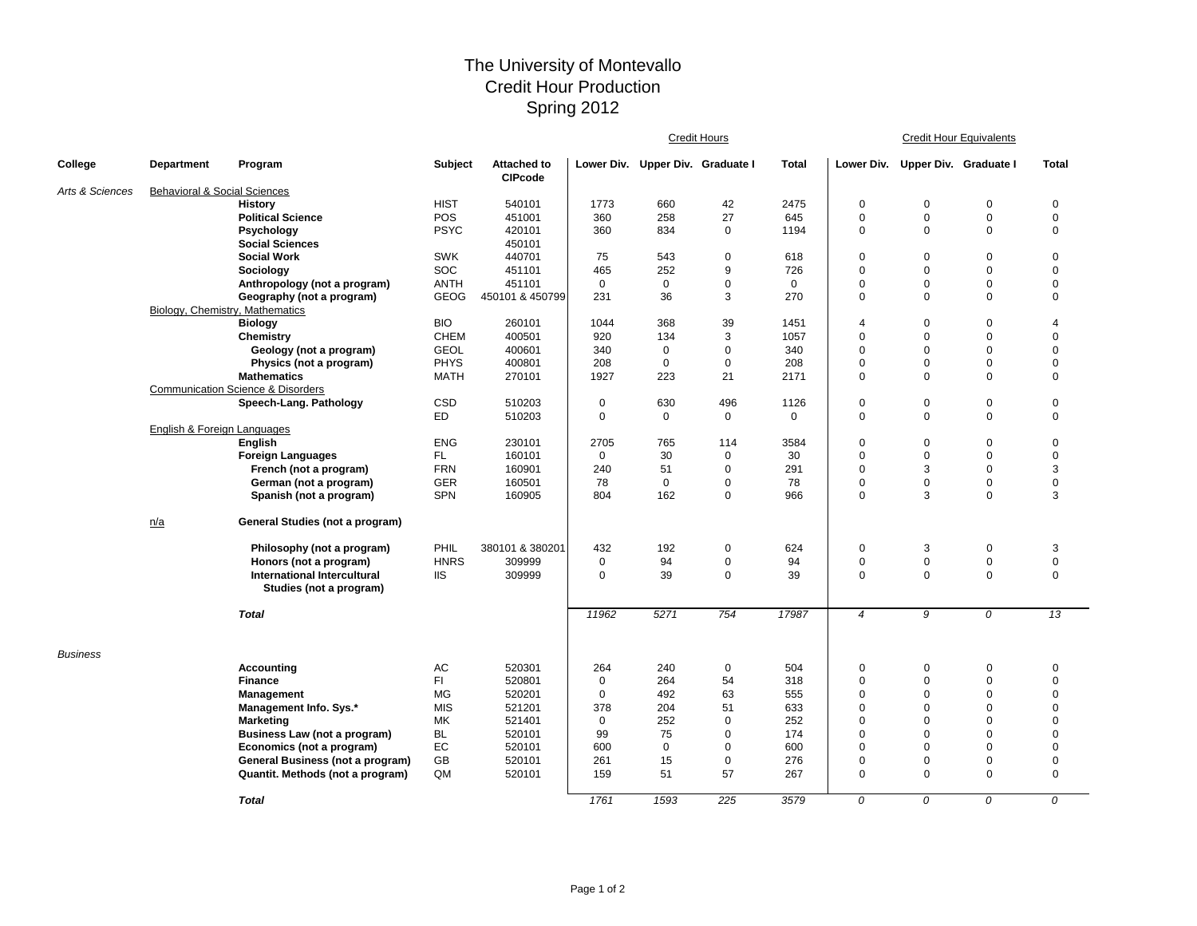# The University of Montevallo
## Credit Hour Production
## Spring 2012

| College | Department | Program | Subject | Attached to CIPcode | Credit Hours | | | | Credit Hour Equivalents | | | |
|---|---|---|---|---|---|---|---|---|---|---|---|---|
| | | | | | Lower Div. | Upper Div. | Graduate I | Total | Lower Div. | Upper Div. | Graduate I | Total |
| *Arts & Sciences* | Behavioral & Social Sciences | | | | | | | | | | | |
| | | **History** | HIST | 540101 | 1773 | 660 | 42 | 2475 | 0 | 0 | 0 | 0 |
| | | **Political Science** | POS | 451001 | 360 | 258 | 27 | 645 | 0 | 0 | 0 | 0 |
| | | **Psychology** | PSYC | 420101 | 360 | 834 | 0 | 1194 | 0 | 0 | 0 | 0 |
| | | **Social Sciences** | | 450101 | | | | | | | | |
| | | **Social Work** | SWK | 440701 | 75 | 543 | 0 | 618 | 0 | 0 | 0 | 0 |
| | | **Sociology** | SOC | 451101 | 465 | 252 | 9 | 726 | 0 | 0 | 0 | 0 |
| | | **Anthropology (not a program)** | ANTH | 451101 | 0 | 0 | 0 | 0 | 0 | 0 | 0 | 0 |
| | | **Geography (not a program)** | GEOG | 450101 & 450799 | 231 | 36 | 3 | 270 | 0 | 0 | 0 | 0 |
| | Biology, Chemistry, Mathematics | | | | | | | | | | | |
| | | **Biology** | BIO | 260101 | 1044 | 368 | 39 | 1451 | 4 | 0 | 0 | 4 |
| | | **Chemistry** | CHEM | 400501 | 920 | 134 | 3 | 1057 | 0 | 0 | 0 | 0 |
| | | **Geology (not a program)** | GEOL | 400601 | 340 | 0 | 0 | 340 | 0 | 0 | 0 | 0 |
| | | **Physics (not a program)** | PHYS | 400801 | 208 | 0 | 0 | 208 | 0 | 0 | 0 | 0 |
| | | **Mathematics** | MATH | 270101 | 1927 | 223 | 21 | 2171 | 0 | 0 | 0 | 0 |
| | Communication Science & Disorders | | | | | | | | | | | |
| | | **Speech-Lang. Pathology** | CSD | 510203 | 0 | 630 | 496 | 1126 | 0 | 0 | 0 | 0 |
| | | | ED | 510203 | 0 | 0 | 0 | 0 | 0 | 0 | 0 | 0 |
| | English & Foreign Languages | | | | | | | | | | | |
| | | **English** | ENG | 230101 | 2705 | 765 | 114 | 3584 | 0 | 0 | 0 | 0 |
| | | **Foreign Languages** | FL | 160101 | 0 | 30 | 0 | 30 | 0 | 0 | 0 | 0 |
| | | **French (not a program)** | FRN | 160901 | 240 | 51 | 0 | 291 | 0 | 3 | 0 | 3 |
| | | **German (not a program)** | GER | 160501 | 78 | 0 | 0 | 78 | 0 | 0 | 0 | 0 |
| | | **Spanish (not a program)** | SPN | 160905 | 804 | 162 | 0 | 966 | 0 | 3 | 0 | 3 |
| | n/a | **General Studies (not a program)** | | | | | | | | | | |
| | | **Philosophy (not a program)** | PHIL | 380101 & 380201 | 432 | 192 | 0 | 624 | 0 | 3 | 0 | 3 |
| | | **Honors (not a program)** | HNRS | 309999 | 0 | 94 | 0 | 94 | 0 | 0 | 0 | 0 |
| | | **International Intercultural Studies (not a program)** | IIS | 309999 | 0 | 39 | 0 | 39 | 0 | 0 | 0 | 0 |
| | | ***Total*** | | | *11962* | *5271* | *754* | *17987* | *4* | *9* | *0* | *13* |
| *Business* | | | | | | | | | | | | |
| | | **Accounting** | AC | 520301 | 264 | 240 | 0 | 504 | 0 | 0 | 0 | 0 |
| | | **Finance** | FI | 520801 | 0 | 264 | 54 | 318 | 0 | 0 | 0 | 0 |
| | | **Management** | MG | 520201 | 0 | 492 | 63 | 555 | 0 | 0 | 0 | 0 |
| | | **Management Info. Sys.*** | MIS | 521201 | 378 | 204 | 51 | 633 | 0 | 0 | 0 | 0 |
| | | **Marketing** | MK | 521401 | 0 | 252 | 0 | 252 | 0 | 0 | 0 | 0 |
| | | **Business Law (not a program)** | BL | 520101 | 99 | 75 | 0 | 174 | 0 | 0 | 0 | 0 |
| | | **Economics (not a program)** | EC | 520101 | 600 | 0 | 0 | 600 | 0 | 0 | 0 | 0 |
| | | **General Business (not a program)** | GB | 520101 | 261 | 15 | 0 | 276 | 0 | 0 | 0 | 0 |
| | | **Quantit. Methods (not a program)** | QM | 520101 | 159 | 51 | 57 | 267 | 0 | 0 | 0 | 0 |
| | | ***Total*** | | | *1761* | *1593* | *225* | *3579* | *0* | *0* | *0* | *0* |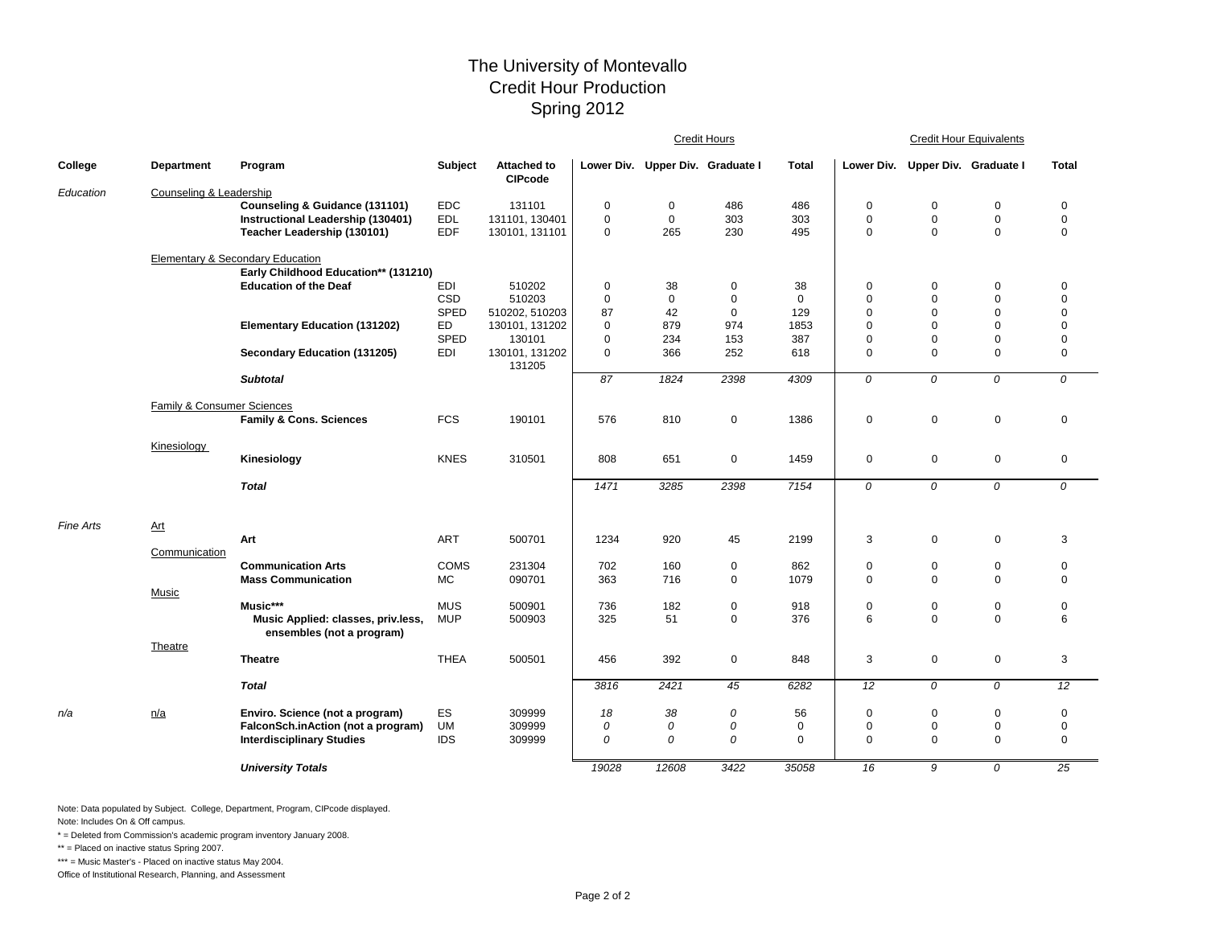# The University of Montevallo
## Credit Hour Production
## Spring 2012

| College | Department | Program | Subject | Attached to CIPcode | Credit Hours | | | | Credit Hour Equivalents | | | |
|---|---|---|---|---|---|---|---|---|---|---|---|---|
| | | | | | Lower Div. | Upper Div. | Graduate I | Total | Lower Div. | Upper Div. | Graduate I | Total |
| *Education* | Counseling & Leadership | | | | | | | | | | | |
| | | **Counseling & Guidance (131101)** | EDC | 131101 | 0 | 0 | 486 | 486 | 0 | 0 | 0 | 0 |
| | | **Instructional Leadership (130401)** | EDL | 131101, 130401 | 0 | 0 | 303 | 303 | 0 | 0 | 0 | 0 |
| | | **Teacher Leadership (130101)** | EDF | 130101, 131101 | 0 | 265 | 230 | 495 | 0 | 0 | 0 | 0 |
| | Elementary & Secondary Education | | | | | | | | | | | |
| | | **Early Childhood Education** (131210)** | | | | | | | | | | |
| | | **Education of the Deaf** | EDI | 510202 | 0 | 38 | 0 | 38 | 0 | 0 | 0 | 0 |
| | | | CSD | 510203 | 0 | 0 | 0 | 0 | 0 | 0 | 0 | 0 |
| | | | SPED | 510202, 510203 | 87 | 42 | 0 | 129 | 0 | 0 | 0 | 0 |
| | | **Elementary Education (131202)** | ED | 130101, 131202 | 0 | 879 | 974 | 1853 | 0 | 0 | 0 | 0 |
| | | | SPED | 130101 | 0 | 234 | 153 | 387 | 0 | 0 | 0 | 0 |
| | | **Secondary Education (131205)** | EDI | 130101, 131202 131205 | 0 | 366 | 252 | 618 | 0 | 0 | 0 | 0 |
| | | ***Subtotal*** | | | *87* | *1824* | *2398* | *4309* | *0* | *0* | *0* | *0* |
| | Family & Consumer Sciences | | | | | | | | | | | |
| | | **Family & Cons. Sciences** | FCS | 190101 | 576 | 810 | 0 | 1386 | 0 | 0 | 0 | 0 |
| | Kinesiology | | | | | | | | | | | |
| | | **Kinesiology** | KNES | 310501 | 808 | 651 | 0 | 1459 | 0 | 0 | 0 | 0 |
| | | ***Total*** | | | *1471* | *3285* | *2398* | *7154* | *0* | *0* | *0* | *0* |
| *Fine Arts* | Art | | | | | | | | | | | |
| | | **Art** | ART | 500701 | 1234 | 920 | 45 | 2199 | 3 | 0 | 0 | 3 |
| | Communication | | | | | | | | | | | |
| | | **Communication Arts** | COMS | 231304 | 702 | 160 | 0 | 862 | 0 | 0 | 0 | 0 |
| | | **Mass Communication** | MC | 090701 | 363 | 716 | 0 | 1079 | 0 | 0 | 0 | 0 |
| | Music | | | | | | | | | | | |
| | | **Music***** | MUS | 500901 | 736 | 182 | 0 | 918 | 0 | 0 | 0 | 0 |
| | | **Music Applied: classes, priv.less, ensembles (not a program)** | MUP | 500903 | 325 | 51 | 0 | 376 | 6 | 0 | 0 | 6 |
| | Theatre | | | | | | | | | | | |
| | | **Theatre** | THEA | 500501 | 456 | 392 | 0 | 848 | 3 | 0 | 0 | 3 |
| | | ***Total*** | | | *3816* | *2421* | *45* | *6282* | *12* | *0* | *0* | *12* |
| *n/a* | n/a | **Enviro. Science (not a program)** | ES | 309999 | *18* | *38* | *0* | 56 | 0 | 0 | 0 | 0 |
| | | **FalconSch.inAction (not a program)** | UM | 309999 | *0* | *0* | *0* | 0 | 0 | 0 | 0 | 0 |
| | | **Interdisciplinary Studies** | IDS | 309999 | *0* | *0* | *0* | 0 | 0 | 0 | 0 | 0 |
| | | ***University Totals*** | | | *19028* | *12608* | *3422* | *35058* | *16* | *9* | *0* | *25* |

Note: Data populated by Subject. College, Department, Program, CIPcode displayed.

Note: Includes On & Off campus.

* = Deleted from Commission's academic program inventory January 2008.

** = Placed on inactive status Spring 2007.

*** = Music Master's - Placed on inactive status May 2004.

Office of Institutional Research, Planning, and Assessment